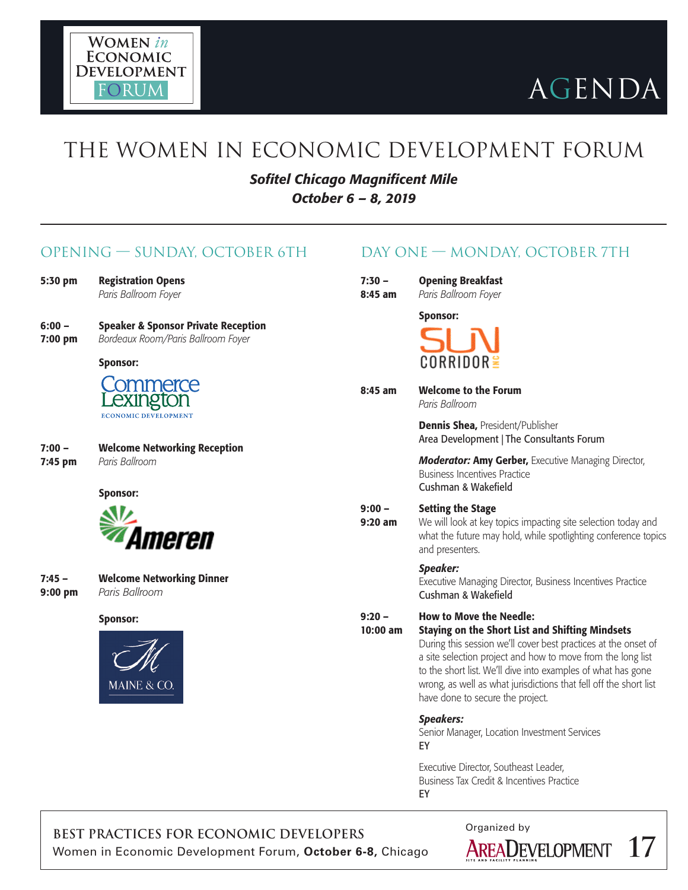Women *in* Economic Development Forum

# AGENDA

## THE WOMEN IN ECONOMIC DEVELOPMENT FORUM

***Sofitel Chicago Magnificent Mile***
***October 6 – 8, 2019***

---

## OPENING — SUNDAY, OCTOBER 6TH

**5:30 pm** — **Registration Opens**
*Paris Ballroom Foyer*

**6:00 – 7:00 pm** — **Speaker & Sponsor Private Reception**
*Bordeaux Room/Paris Ballroom Foyer*

**Sponsor:** Commerce Lexington Economic Development

**7:00 – 7:45 pm** — **Welcome Networking Reception**
*Paris Ballroom*

**Sponsor:** Ameren

**7:45 – 9:00 pm** — **Welcome Networking Dinner**
*Paris Ballroom*

**Sponsor:** Maine & Co.

## DAY ONE — MONDAY, OCTOBER 7TH

**7:30 – 8:45 am** — **Opening Breakfast**
*Paris Ballroom Foyer*

**Sponsor:** Sun Corridor Inc

**8:45 am** — **Welcome to the Forum**
*Paris Ballroom*

**Dennis Shea,** President/Publisher
Area Development | The Consultants Forum

***Moderator:*** **Amy Gerber,** Executive Managing Director,
Business Incentives Practice
Cushman & Wakefield

**9:00 – 9:20 am** — **Setting the Stage**
We will look at key topics impacting site selection today and what the future may hold, while spotlighting conference topics and presenters.

***Speaker:***
Executive Managing Director, Business Incentives Practice
Cushman & Wakefield

**9:20 – 10:00 am** — **How to Move the Needle: Staying on the Short List and Shifting Mindsets**
During this session we'll cover best practices at the onset of a site selection project and how to move from the long list to the short list. We'll dive into examples of what has gone wrong, as well as what jurisdictions that fell off the short list have done to secure the project.

***Speakers:***
Senior Manager, Location Investment Services
EY

Executive Director, Southeast Leader,
Business Tax Credit & Incentives Practice
EY

---

**BEST PRACTICES FOR ECONOMIC DEVELOPERS**
Women in Economic Development Forum, **October 6-8,** Chicago

Organized by Area Development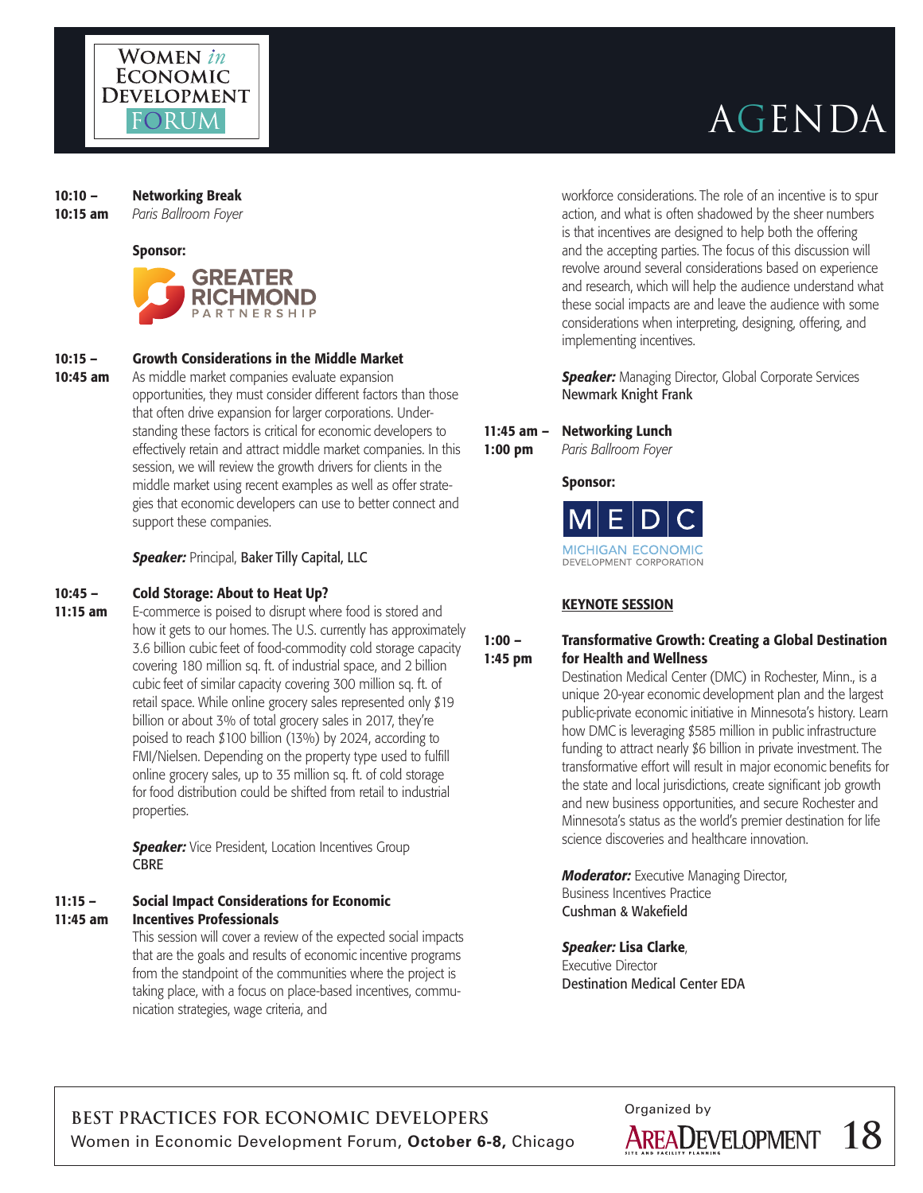# AGENDA

**10:10 – 10:15 am** **Networking Break**
*Paris Ballroom Foyer*

**Sponsor:** Greater Richmond Partnership

**10:15 – 10:45 am** **Growth Considerations in the Middle Market**

As middle market companies evaluate expansion opportunities, they must consider different factors than those that often drive expansion for larger corporations. Understanding these factors is critical for economic developers to effectively retain and attract middle market companies. In this session, we will review the growth drivers for clients in the middle market using recent examples as well as offer strategies that economic developers can use to better connect and support these companies.

***Speaker:*** Principal, Baker Tilly Capital, LLC

**10:45 – 11:15 am** **Cold Storage: About to Heat Up?**

E-commerce is poised to disrupt where food is stored and how it gets to our homes. The U.S. currently has approximately 3.6 billion cubic feet of food-commodity cold storage capacity covering 180 million sq. ft. of industrial space, and 2 billion cubic feet of similar capacity covering 300 million sq. ft. of retail space. While online grocery sales represented only $19 billion or about 3% of total grocery sales in 2017, they're poised to reach $100 billion (13%) by 2024, according to FMI/Nielsen. Depending on the property type used to fulfill online grocery sales, up to 35 million sq. ft. of cold storage for food distribution could be shifted from retail to industrial properties.

***Speaker:*** Vice President, Location Incentives Group
CBRE

**11:15 – 11:45 am** **Social Impact Considerations for Economic Incentives Professionals**

This session will cover a review of the expected social impacts that are the goals and results of economic incentive programs from the standpoint of the communities where the project is taking place, with a focus on place-based incentives, communication strategies, wage criteria, and workforce considerations. The role of an incentive is to spur action, and what is often shadowed by the sheer numbers is that incentives are designed to help both the offering and the accepting parties. The focus of this discussion will revolve around several considerations based on experience and research, which will help the audience understand what these social impacts are and leave the audience with some considerations when interpreting, designing, offering, and implementing incentives.

***Speaker:*** Managing Director, Global Corporate Services
Newmark Knight Frank

**11:45 am – 1:00 pm** **Networking Lunch**
*Paris Ballroom Foyer*

**Sponsor:** MEDC – Michigan Economic Development Corporation

**KEYNOTE SESSION**

**1:00 – 1:45 pm** **Transformative Growth: Creating a Global Destination for Health and Wellness**

Destination Medical Center (DMC) in Rochester, Minn., is a unique 20-year economic development plan and the largest public-private economic initiative in Minnesota's history. Learn how DMC is leveraging $585 million in public infrastructure funding to attract nearly $6 billion in private investment. The transformative effort will result in major economic benefits for the state and local jurisdictions, create significant job growth and new business opportunities, and secure Rochester and Minnesota's status as the world's premier destination for life science discoveries and healthcare innovation.

***Moderator:*** Executive Managing Director,
Business Incentives Practice
Cushman & Wakefield

***Speaker:*** **Lisa Clarke**,
Executive Director
Destination Medical Center EDA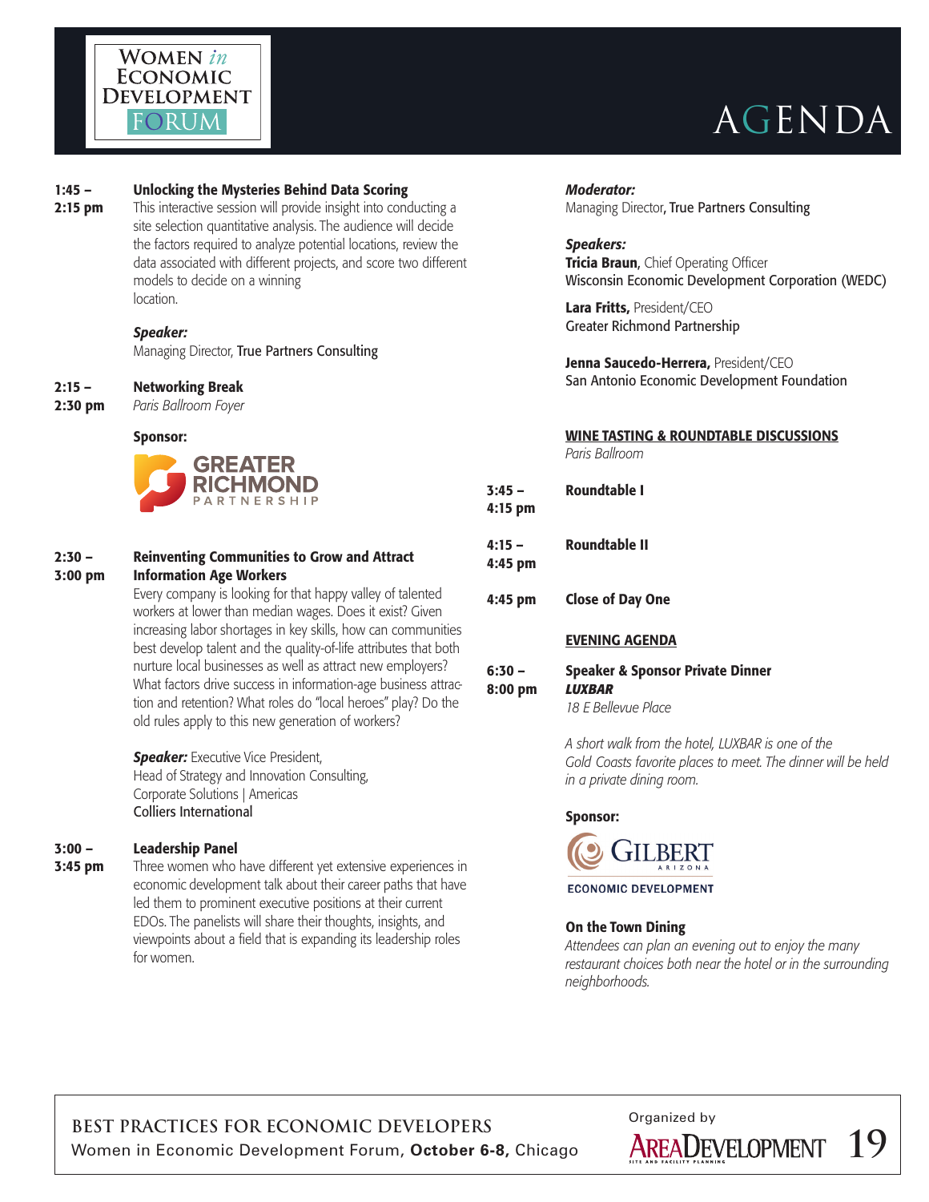# AGENDA

**1:45 – 2:15 pm** **Unlocking the Mysteries Behind Data Scoring**

This interactive session will provide insight into conducting a site selection quantitative analysis. The audience will decide the factors required to analyze potential locations, review the data associated with different projects, and score two different models to decide on a winning location.

***Speaker:***
Managing Director, True Partners Consulting

**2:15 – 2:30 pm** **Networking Break**
*Paris Ballroom Foyer*

**Sponsor:**
GREATER RICHMOND PARTNERSHIP

**2:30 – 3:00 pm** **Reinventing Communities to Grow and Attract Information Age Workers**

Every company is looking for that happy valley of talented workers at lower than median wages. Does it exist? Given increasing labor shortages in key skills, how can communities best develop talent and the quality-of-life attributes that both nurture local businesses as well as attract new employers? What factors drive success in information-age business attraction and retention? What roles do "local heroes" play? Do the old rules apply to this new generation of workers?

***Speaker:*** Executive Vice President,
Head of Strategy and Innovation Consulting,
Corporate Solutions | Americas
Colliers International

**3:00 – 3:45 pm** **Leadership Panel**

Three women who have different yet extensive experiences in economic development talk about their career paths that have led them to prominent executive positions at their current EDOs. The panelists will share their thoughts, insights, and viewpoints about a field that is expanding its leadership roles for women.

***Moderator:***
Managing Director, True Partners Consulting

***Speakers:***

**Tricia Braun,** Chief Operating Officer
Wisconsin Economic Development Corporation (WEDC)

**Lara Fritts,** President/CEO
Greater Richmond Partnership

**Jenna Saucedo-Herrera,** President/CEO
San Antonio Economic Development Foundation

**WINE TASTING & ROUNDTABLE DISCUSSIONS**
*Paris Ballroom*

**3:45 – 4:15 pm** **Roundtable I**

**4:15 – 4:45 pm** **Roundtable II**

**4:45 pm** **Close of Day One**

**EVENING AGENDA**

**6:30 – 8:00 pm** **Speaker & Sponsor Private Dinner**
***LUXBAR***
*18 E Bellevue Place*

*A short walk from the hotel, LUXBAR is one of the Gold Coasts favorite places to meet. The dinner will be held in a private dining room.*

**Sponsor:**
GILBERT ARIZONA ECONOMIC DEVELOPMENT

**On the Town Dining**
*Attendees can plan an evening out to enjoy the many restaurant choices both near the hotel or in the surrounding neighborhoods.*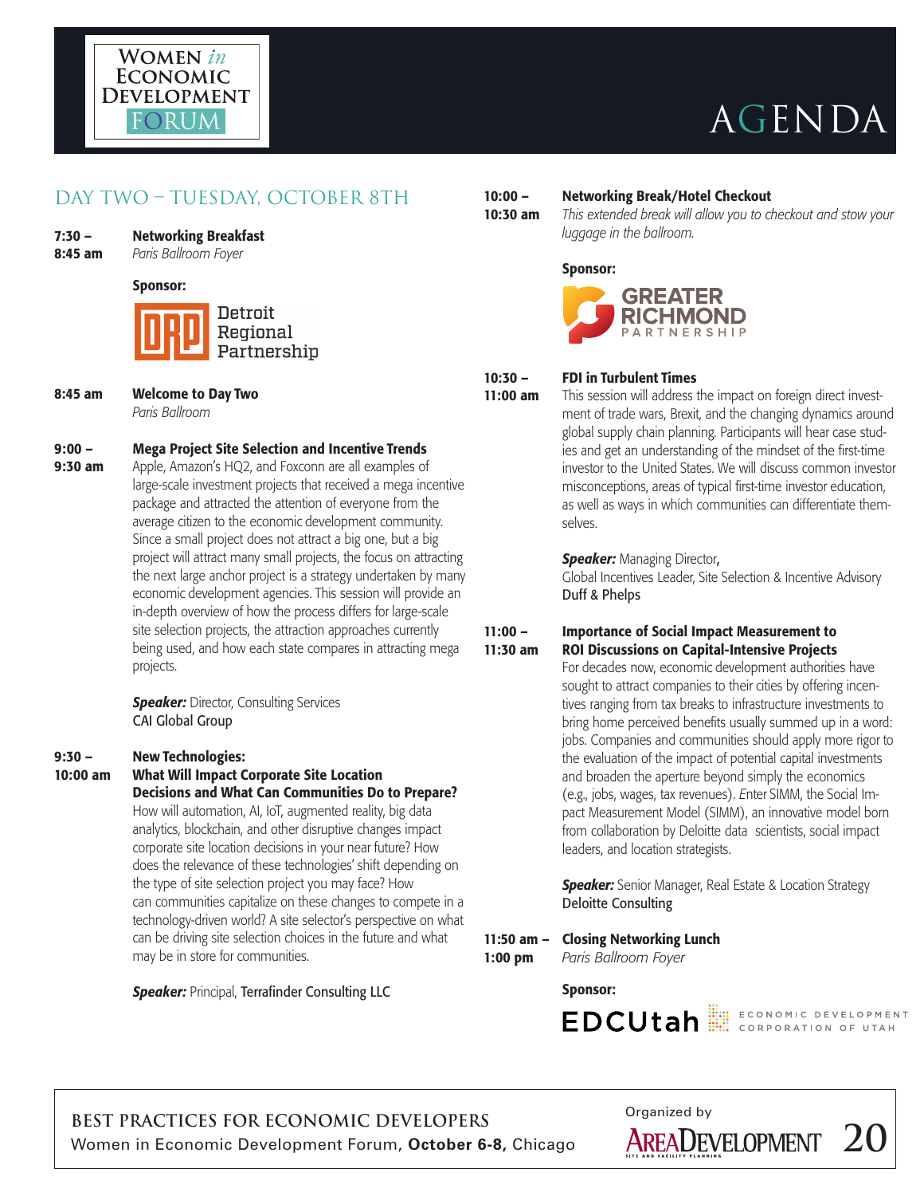# AGENDA

Women in Economic Development Forum

## DAY TWO – TUESDAY, OCTOBER 8TH

**7:30 – 8:45 am** **Networking Breakfast**
*Paris Ballroom Foyer*

**Sponsor:** Detroit Regional Partnership

**8:45 am** **Welcome to Day Two**
*Paris Ballroom*

**9:00 – 9:30 am** **Mega Project Site Selection and Incentive Trends**
Apple, Amazon's HQ2, and Foxconn are all examples of large-scale investment projects that received a mega incentive package and attracted the attention of everyone from the average citizen to the economic development community. Since a small project does not attract a big one, but a big project will attract many small projects, the focus on attracting the next large anchor project is a strategy undertaken by many economic development agencies. This session will provide an in-depth overview of how the process differs for large-scale site selection projects, the attraction approaches currently being used, and how each state compares in attracting mega projects.

***Speaker:*** Director, Consulting Services
CAI Global Group

**9:30 – 10:00 am** **New Technologies: What Will Impact Corporate Site Location Decisions and What Can Communities Do to Prepare?**
How will automation, AI, IoT, augmented reality, big data analytics, blockchain, and other disruptive changes impact corporate site location decisions in your near future? How does the relevance of these technologies' shift depending on the type of site selection project you may face? How can communities capitalize on these changes to compete in a technology-driven world? A site selector's perspective on what can be driving site selection choices in the future and what may be in store for communities.

***Speaker:*** Principal, Terrafinder Consulting LLC

**10:00 – 10:30 am** **Networking Break/Hotel Checkout**
*This extended break will allow you to checkout and stow your luggage in the ballroom.*

**Sponsor:** Greater Richmond Partnership

**10:30 – 11:00 am** **FDI in Turbulent Times**
This session will address the impact on foreign direct investment of trade wars, Brexit, and the changing dynamics around global supply chain planning. Participants will hear case studies and get an understanding of the mindset of the first-time investor to the United States. We will discuss common investor misconceptions, areas of typical first-time investor education, as well as ways in which communities can differentiate themselves.

***Speaker:*** Managing Director,
Global Incentives Leader, Site Selection & Incentive Advisory
Duff & Phelps

**11:00 – 11:30 am** **Importance of Social Impact Measurement to ROI Discussions on Capital-Intensive Projects**
For decades now, economic development authorities have sought to attract companies to their cities by offering incentives ranging from tax breaks to infrastructure investments to bring home perceived benefits usually summed up in a word: jobs. Companies and communities should apply more rigor to the evaluation of the impact of potential capital investments and broaden the aperture beyond simply the economics (e.g., jobs, wages, tax revenues). Enter SIMM, the Social Impact Measurement Model (SIMM), an innovative model born from collaboration by Deloitte data scientists, social impact leaders, and location strategists.

***Speaker:*** Senior Manager, Real Estate & Location Strategy
Deloitte Consulting

**11:50 am – 1:00 pm** **Closing Networking Lunch**
*Paris Ballroom Foyer*

**Sponsor:** EDCUtah – Economic Development Corporation of Utah

**BEST PRACTICES FOR ECONOMIC DEVELOPERS**
Women in Economic Development Forum, **October 6-8,** Chicago

Organized by Area Development – Site and Facility Planning